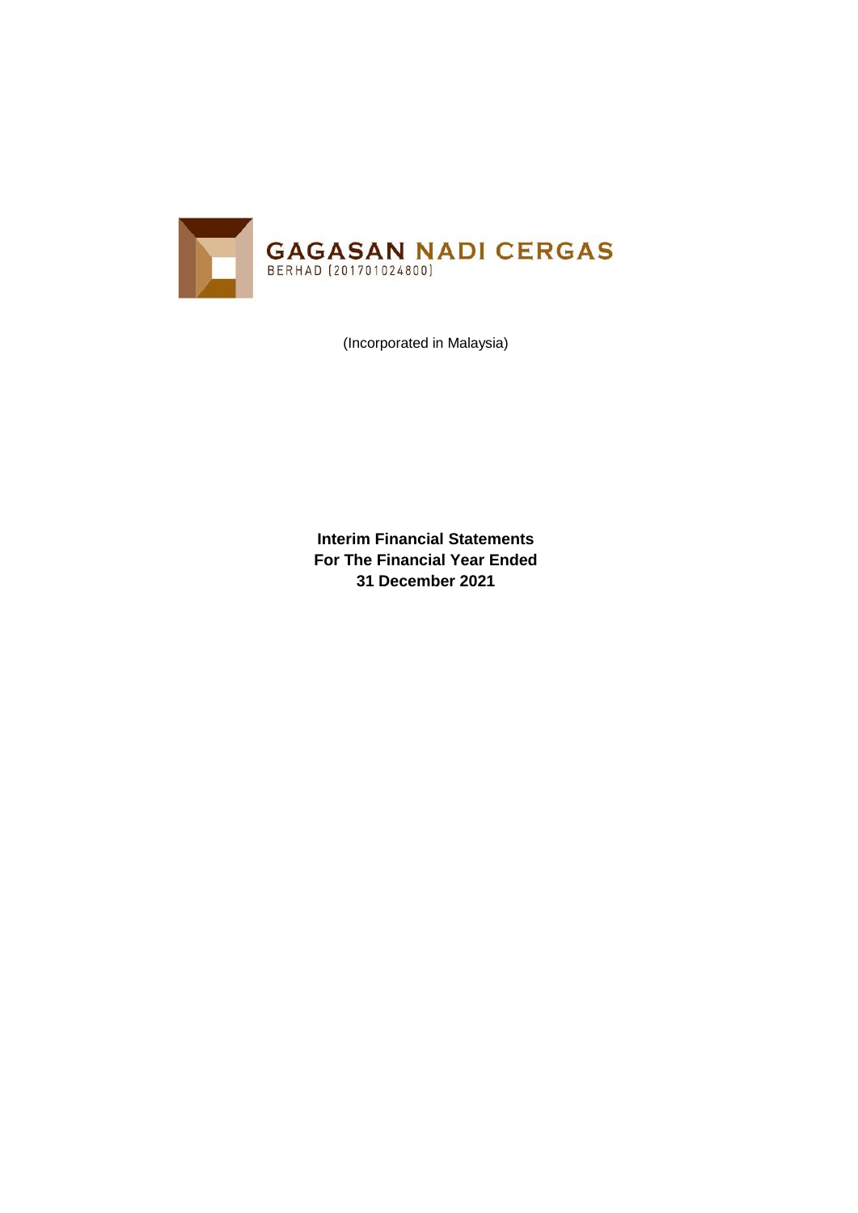# GAGASAN NADI CERGAS

BERHAD (201701024800)

(Incorporated in Malaysia)

**Interim Financial Statements**
**For The Financial Year Ended**
**31 December 2021**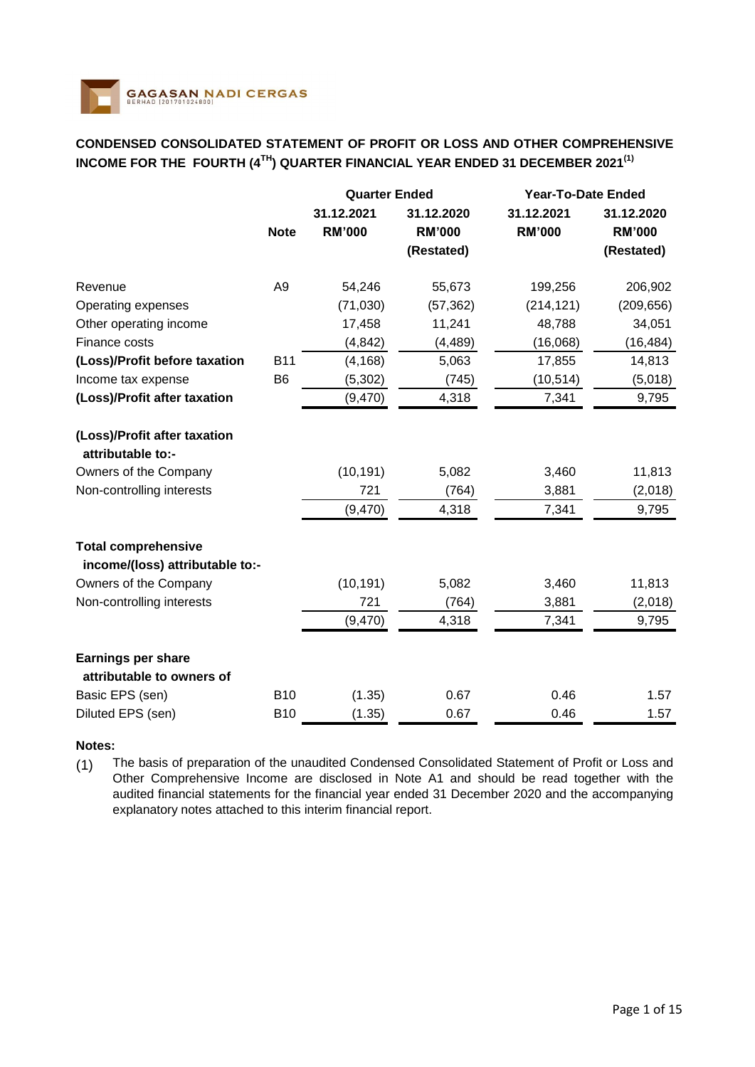GAGASAN NADI CERGAS BERHAD [201701024800]

## CONDENSED CONSOLIDATED STATEMENT OF PROFIT OR LOSS AND OTHER COMPREHENSIVE INCOME FOR THE FOURTH (4TH) QUARTER FINANCIAL YEAR ENDED 31 DECEMBER 2021[1]

| | | Quarter Ended | | Year-To-Date Ended | |
|---|---|---|---|---|---|
| | Note | 31.12.2021 RM'000 | 31.12.2020 RM'000 (Restated) | 31.12.2021 RM'000 | 31.12.2020 RM'000 (Restated) |
| Revenue | A9 | 54,246 | 55,673 | 199,256 | 206,902 |
| Operating expenses | | (71,030) | (57,362) | (214,121) | (209,656) |
| Other operating income | | 17,458 | 11,241 | 48,788 | 34,051 |
| Finance costs | | (4,842) | (4,489) | (16,068) | (16,484) |
| **(Loss)/Profit before taxation** | B11 | (4,168) | 5,063 | 17,855 | 14,813 |
| Income tax expense | B6 | (5,302) | (745) | (10,514) | (5,018) |
| **(Loss)/Profit after taxation** | | (9,470) | 4,318 | 7,341 | 9,795 |
| | | | | | |
| **(Loss)/Profit after taxation attributable to:-** | | | | | |
| Owners of the Company | | (10,191) | 5,082 | 3,460 | 11,813 |
| Non-controlling interests | | 721 | (764) | 3,881 | (2,018) |
| | | (9,470) | 4,318 | 7,341 | 9,795 |
| | | | | | |
| **Total comprehensive income/(loss) attributable to:-** | | | | | |
| Owners of the Company | | (10,191) | 5,082 | 3,460 | 11,813 |
| Non-controlling interests | | 721 | (764) | 3,881 | (2,018) |
| | | (9,470) | 4,318 | 7,341 | 9,795 |
| | | | | | |
| **Earnings per share attributable to owners of** | | | | | |
| Basic EPS (sen) | B10 | (1.35) | 0.67 | 0.46 | 1.57 |
| Diluted EPS (sen) | B10 | (1.35) | 0.67 | 0.46 | 1.57 |

**Notes:**

(1) The basis of preparation of the unaudited Condensed Consolidated Statement of Profit or Loss and Other Comprehensive Income are disclosed in Note A1 and should be read together with the audited financial statements for the financial year ended 31 December 2020 and the accompanying explanatory notes attached to this interim financial report.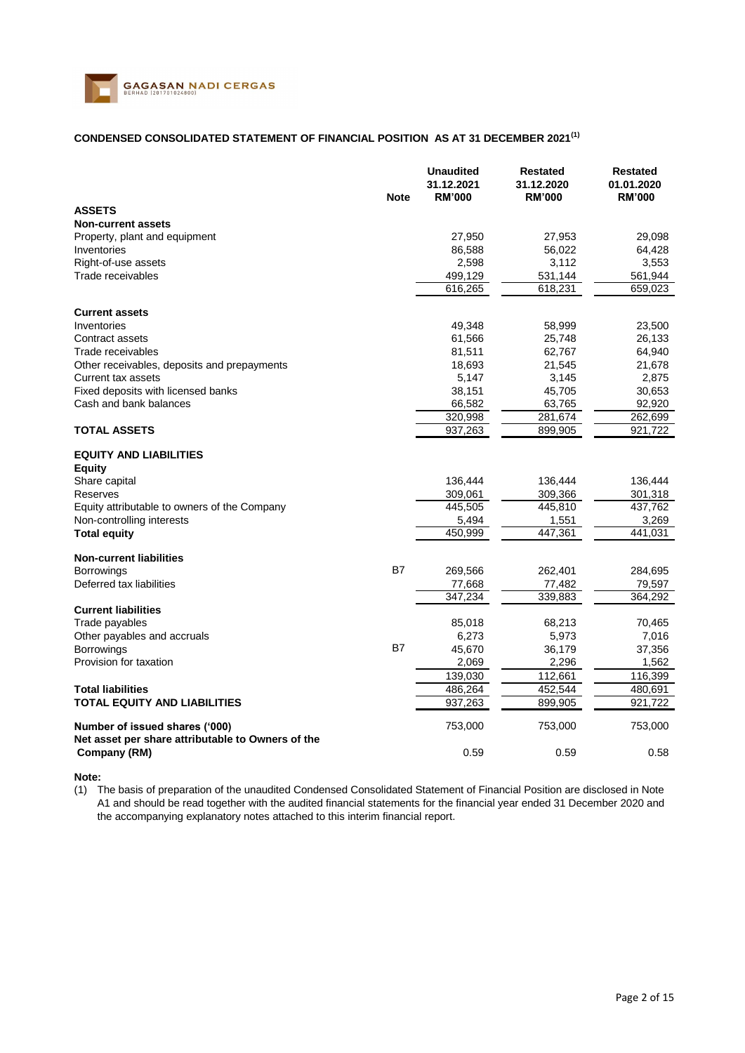GAGASAN NADI CERGAS BERHAD [201701024800]

## CONDENSED CONSOLIDATED STATEMENT OF FINANCIAL POSITION AS AT 31 DECEMBER 2021[1]

| | Note | Unaudited 31.12.2021 RM'000 | Restated 31.12.2020 RM'000 | Restated 01.01.2020 RM'000 |
|---|---|---|---|---|
| **ASSETS** | | | | |
| **Non-current assets** | | | | |
| Property, plant and equipment | | 27,950 | 27,953 | 29,098 |
| Inventories | | 86,588 | 56,022 | 64,428 |
| Right-of-use assets | | 2,598 | 3,112 | 3,553 |
| Trade receivables | | 499,129 | 531,144 | 561,944 |
| | | 616,265 | 618,231 | 659,023 |
| **Current assets** | | | | |
| Inventories | | 49,348 | 58,999 | 23,500 |
| Contract assets | | 61,566 | 25,748 | 26,133 |
| Trade receivables | | 81,511 | 62,767 | 64,940 |
| Other receivables, deposits and prepayments | | 18,693 | 21,545 | 21,678 |
| Current tax assets | | 5,147 | 3,145 | 2,875 |
| Fixed deposits with licensed banks | | 38,151 | 45,705 | 30,653 |
| Cash and bank balances | | 66,582 | 63,765 | 92,920 |
| | | 320,998 | 281,674 | 262,699 |
| **TOTAL ASSETS** | | 937,263 | 899,905 | 921,722 |
| **EQUITY AND LIABILITIES** | | | | |
| **Equity** | | | | |
| Share capital | | 136,444 | 136,444 | 136,444 |
| Reserves | | 309,061 | 309,366 | 301,318 |
| Equity attributable to owners of the Company | | 445,505 | 445,810 | 437,762 |
| Non-controlling interests | | 5,494 | 1,551 | 3,269 |
| **Total equity** | | 450,999 | 447,361 | 441,031 |
| **Non-current liabilities** | | | | |
| Borrowings | B7 | 269,566 | 262,401 | 284,695 |
| Deferred tax liabilities | | 77,668 | 77,482 | 79,597 |
| | | 347,234 | 339,883 | 364,292 |
| **Current liabilities** | | | | |
| Trade payables | | 85,018 | 68,213 | 70,465 |
| Other payables and accruals | | 6,273 | 5,973 | 7,016 |
| Borrowings | B7 | 45,670 | 36,179 | 37,356 |
| Provision for taxation | | 2,069 | 2,296 | 1,562 |
| | | 139,030 | 112,661 | 116,399 |
| **Total liabilities** | | 486,264 | 452,544 | 480,691 |
| **TOTAL EQUITY AND LIABILITIES** | | 937,263 | 899,905 | 921,722 |
| **Number of issued shares ('000)** | | 753,000 | 753,000 | 753,000 |
| **Net asset per share attributable to Owners of the Company (RM)** | | 0.59 | 0.59 | 0.58 |

**Note:**

(1) The basis of preparation of the unaudited Condensed Consolidated Statement of Financial Position are disclosed in Note A1 and should be read together with the audited financial statements for the financial year ended 31 December 2020 and the accompanying explanatory notes attached to this interim financial report.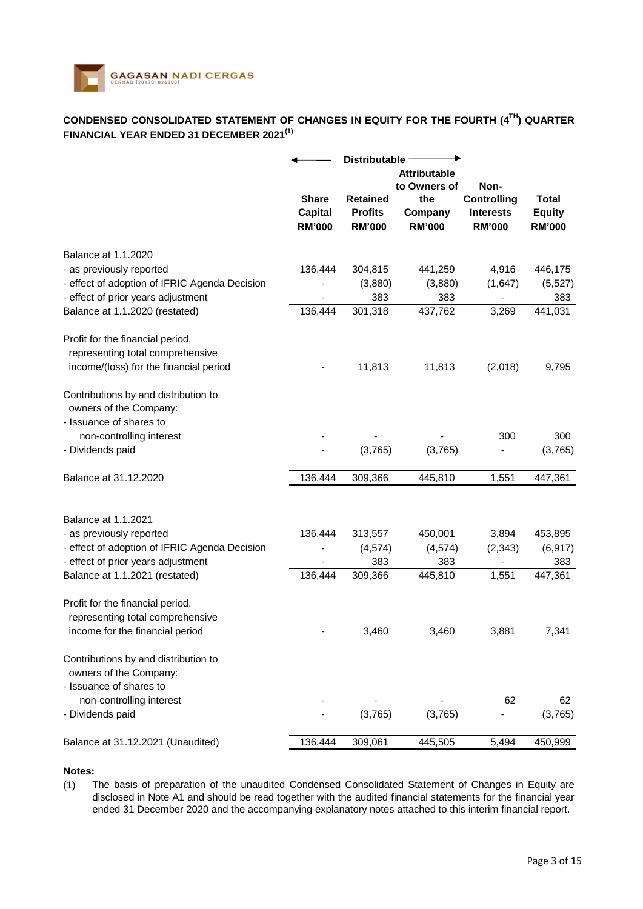## CONDENSED CONSOLIDATED STATEMENT OF CHANGES IN EQUITY FOR THE FOURTH (4[TH]) QUARTER FINANCIAL YEAR ENDED 31 DECEMBER 2021[(1)]

| | Share Capital RM'000 | ← Distributable → Retained Profits RM'000 | Attributable to Owners of the Company RM'000 | Non-Controlling Interests RM'000 | Total Equity RM'000 |
|---|---|---|---|---|---|
| Balance at 1.1.2020 | | | | | |
| - as previously reported | 136,444 | 304,815 | 441,259 | 4,916 | 446,175 |
| - effect of adoption of IFRIC Agenda Decision | - | (3,880) | (3,880) | (1,647) | (5,527) |
| - effect of prior years adjustment | - | 383 | 383 | - | 383 |
| Balance at 1.1.2020 (restated) | 136,444 | 301,318 | 437,762 | 3,269 | 441,031 |
| Profit for the financial period, representing total comprehensive income/(loss) for the financial period | - | 11,813 | 11,813 | (2,018) | 9,795 |
| Contributions by and distribution to owners of the Company: | | | | | |
| - Issuance of shares to non-controlling interest | - | - | - | 300 | 300 |
| - Dividends paid | - | (3,765) | (3,765) | - | (3,765) |
| Balance at 31.12.2020 | 136,444 | 309,366 | 445,810 | 1,551 | 447,361 |
| | | | | | |
| Balance at 1.1.2021 | | | | | |
| - as previously reported | 136,444 | 313,557 | 450,001 | 3,894 | 453,895 |
| - effect of adoption of IFRIC Agenda Decision | - | (4,574) | (4,574) | (2,343) | (6,917) |
| - effect of prior years adjustment | - | 383 | 383 | - | 383 |
| Balance at 1.1.2021 (restated) | 136,444 | 309,366 | 445,810 | 1,551 | 447,361 |
| Profit for the financial period, representing total comprehensive income for the financial period | - | 3,460 | 3,460 | 3,881 | 7,341 |
| Contributions by and distribution to owners of the Company: | | | | | |
| - Issuance of shares to non-controlling interest | - | - | - | 62 | 62 |
| - Dividends paid | - | (3,765) | (3,765) | - | (3,765) |
| Balance at 31.12.2021 (Unaudited) | 136,444 | 309,061 | 445,505 | 5,494 | 450,999 |

**Notes:**

(1) The basis of preparation of the unaudited Condensed Consolidated Statement of Changes in Equity are disclosed in Note A1 and should be read together with the audited financial statements for the financial year ended 31 December 2020 and the accompanying explanatory notes attached to this interim financial report.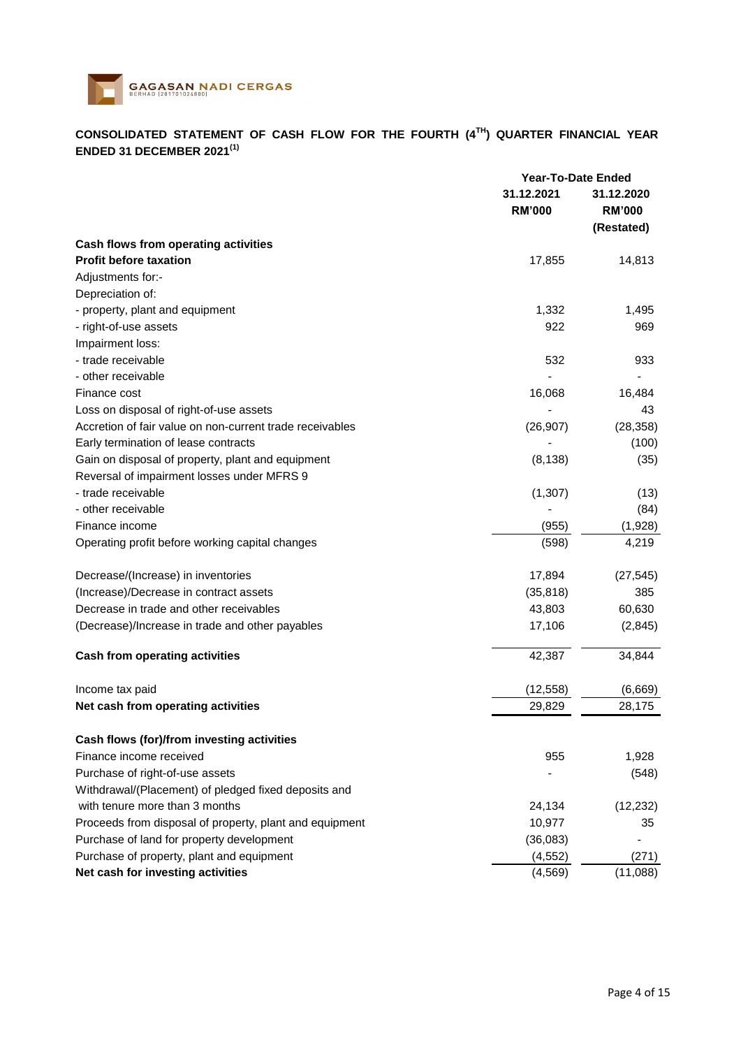## CONSOLIDATED STATEMENT OF CASH FLOW FOR THE FOURTH (4TH) QUARTER FINANCIAL YEAR ENDED 31 DECEMBER 2021[(1)]

| | Year-To-Date Ended | |
|---|---|---|
| | 31.12.2021 | 31.12.2020 |
| | RM'000 | RM'000 |
| | | (Restated) |
| **Cash flows from operating activities** | | |
| **Profit before taxation** | 17,855 | 14,813 |
| Adjustments for:- | | |
| Depreciation of: | | |
| - property, plant and equipment | 1,332 | 1,495 |
| - right-of-use assets | 922 | 969 |
| Impairment loss: | | |
| - trade receivable | 532 | 933 |
| - other receivable | - | - |
| Finance cost | 16,068 | 16,484 |
| Loss on disposal of right-of-use assets | - | 43 |
| Accretion of fair value on non-current trade receivables | (26,907) | (28,358) |
| Early termination of lease contracts | - | (100) |
| Gain on disposal of property, plant and equipment | (8,138) | (35) |
| Reversal of impairment losses under MFRS 9 | | |
| - trade receivable | (1,307) | (13) |
| - other receivable | - | (84) |
| Finance income | (955) | (1,928) |
| Operating profit before working capital changes | (598) | 4,219 |
| | | |
| Decrease/(Increase) in inventories | 17,894 | (27,545) |
| (Increase)/Decrease in contract assets | (35,818) | 385 |
| Decrease in trade and other receivables | 43,803 | 60,630 |
| (Decrease)/Increase in trade and other payables | 17,106 | (2,845) |
| | | |
| **Cash from operating activities** | 42,387 | 34,844 |
| | | |
| Income tax paid | (12,558) | (6,669) |
| **Net cash from operating activities** | 29,829 | 28,175 |
| | | |
| **Cash flows (for)/from investing activities** | | |
| Finance income received | 955 | 1,928 |
| Purchase of right-of-use assets | - | (548) |
| Withdrawal/(Placement) of pledged fixed deposits and with tenure more than 3 months | 24,134 | (12,232) |
| Proceeds from disposal of property, plant and equipment | 10,977 | 35 |
| Purchase of land for property development | (36,083) | - |
| Purchase of property, plant and equipment | (4,552) | (271) |
| **Net cash for investing activities** | (4,569) | (11,088) |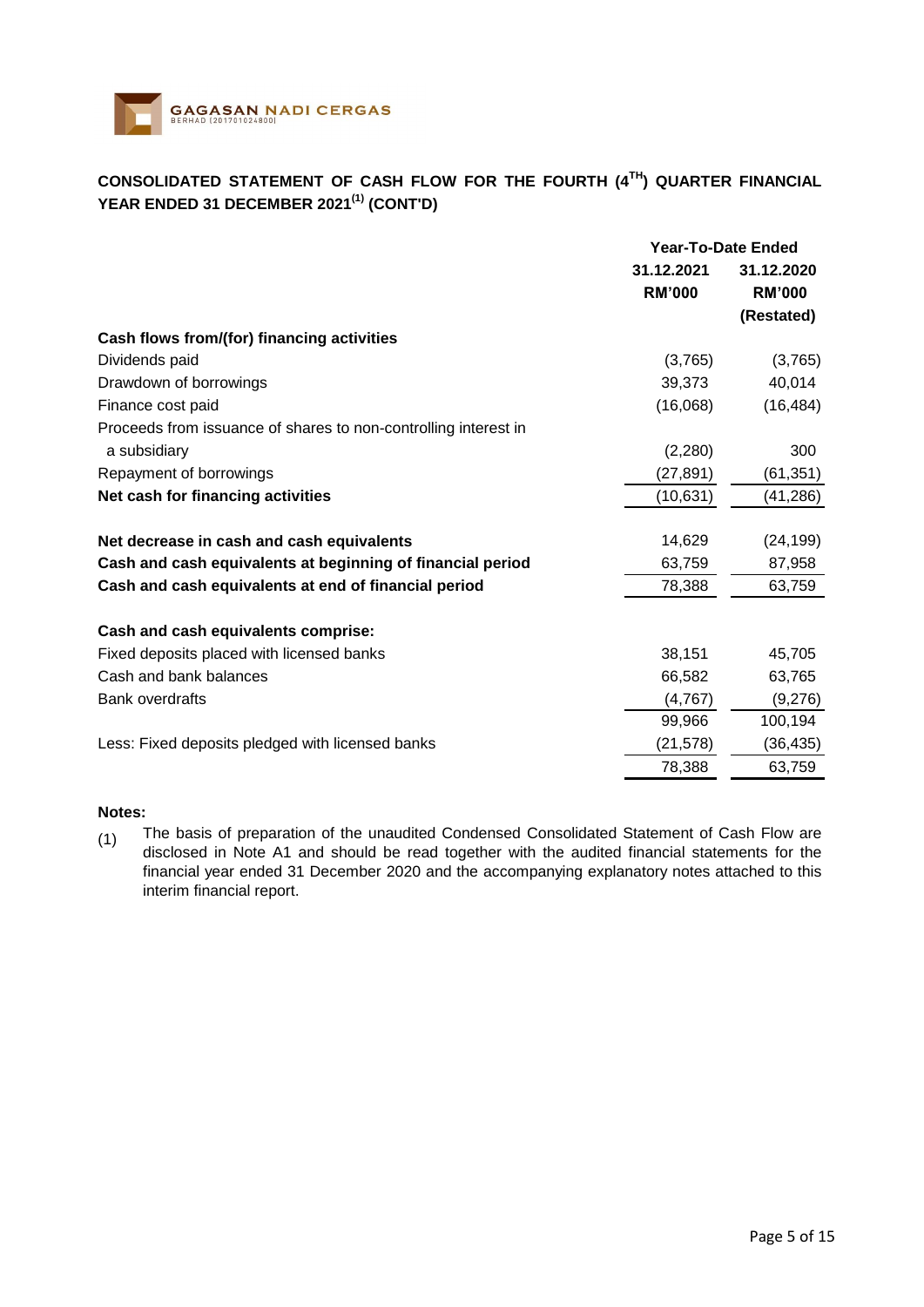## CONSOLIDATED STATEMENT OF CASH FLOW FOR THE FOURTH (4TH) QUARTER FINANCIAL YEAR ENDED 31 DECEMBER 2021[(1)] (CONT'D)

| | Year-To-Date Ended | |
|---|---|---|
| | 31.12.2021 | 31.12.2020 |
| | RM'000 | RM'000 |
| | | (Restated) |
| **Cash flows from/(for) financing activities** | | |
| Dividends paid | (3,765) | (3,765) |
| Drawdown of borrowings | 39,373 | 40,014 |
| Finance cost paid | (16,068) | (16,484) |
| Proceeds from issuance of shares to non-controlling interest in a subsidiary | (2,280) | 300 |
| Repayment of borrowings | (27,891) | (61,351) |
| **Net cash for financing activities** | (10,631) | (41,286) |
| | | |
| **Net decrease in cash and cash equivalents** | 14,629 | (24,199) |
| **Cash and cash equivalents at beginning of financial period** | 63,759 | 87,958 |
| **Cash and cash equivalents at end of financial period** | 78,388 | 63,759 |
| | | |
| **Cash and cash equivalents comprise:** | | |
| Fixed deposits placed with licensed banks | 38,151 | 45,705 |
| Cash and bank balances | 66,582 | 63,765 |
| Bank overdrafts | (4,767) | (9,276) |
| | 99,966 | 100,194 |
| Less: Fixed deposits pledged with licensed banks | (21,578) | (36,435) |
| | 78,388 | 63,759 |

**Notes:**

(1) The basis of preparation of the unaudited Condensed Consolidated Statement of Cash Flow are disclosed in Note A1 and should be read together with the audited financial statements for the financial year ended 31 December 2020 and the accompanying explanatory notes attached to this interim financial report.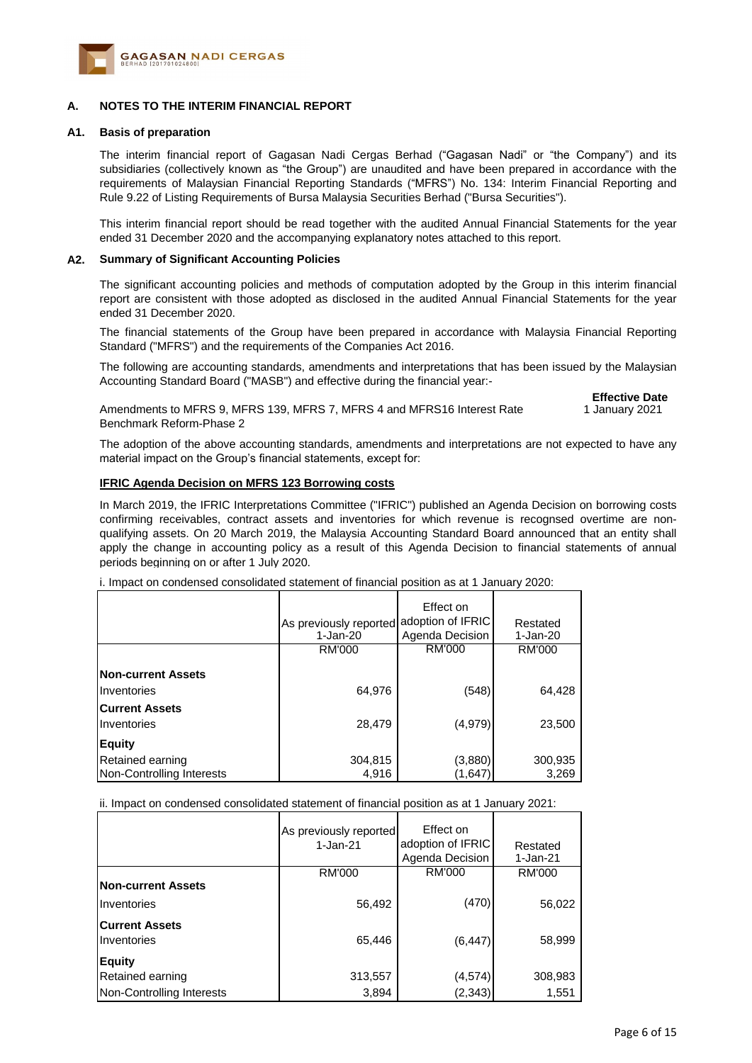## A. NOTES TO THE INTERIM FINANCIAL REPORT

### A1. Basis of preparation

The interim financial report of Gagasan Nadi Cergas Berhad ("Gagasan Nadi" or "the Company") and its subsidiaries (collectively known as "the Group") are unaudited and have been prepared in accordance with the requirements of Malaysian Financial Reporting Standards ("MFRS") No. 134: Interim Financial Reporting and Rule 9.22 of Listing Requirements of Bursa Malaysia Securities Berhad ("Bursa Securities").

This interim financial report should be read together with the audited Annual Financial Statements for the year ended 31 December 2020 and the accompanying explanatory notes attached to this report.

### A2. Summary of Significant Accounting Policies

The significant accounting policies and methods of computation adopted by the Group in this interim financial report are consistent with those adopted as disclosed in the audited Annual Financial Statements for the year ended 31 December 2020.

The financial statements of the Group have been prepared in accordance with Malaysia Financial Reporting Standard ("MFRS") and the requirements of the Companies Act 2016.

The following are accounting standards, amendments and interpretations that has been issued by the Malaysian Accounting Standard Board ("MASB") and effective during the financial year:-

| | **Effective Date** |
|---|---|
| Amendments to MFRS 9, MFRS 139, MFRS 7, MFRS 4 and MFRS16 Interest Rate Benchmark Reform-Phase 2 | 1 January 2021 |

The adoption of the above accounting standards, amendments and interpretations are not expected to have any material impact on the Group's financial statements, except for:

**IFRIC Agenda Decision on MFRS 123 Borrowing costs**

In March 2019, the IFRIC Interpretations Committee ("IFRIC") published an Agenda Decision on borrowing costs confirming receivables, contract assets and inventories for which revenue is recognsed overtime are non-qualifying assets. On 20 March 2019, the Malaysia Accounting Standard Board announced that an entity shall apply the change in accounting policy as a result of this Agenda Decision to financial statements of annual periods beginning on or after 1 July 2020.

i. Impact on condensed consolidated statement of financial position as at 1 January 2020:

| | As previously reported 1-Jan-20 | Effect on adoption of IFRIC Agenda Decision | Restated 1-Jan-20 |
|---|---|---|---|
| | RM'000 | RM'000 | RM'000 |
| **Non-current Assets** | | | |
| Inventories | 64,976 | (548) | 64,428 |
| **Current Assets** | | | |
| Inventories | 28,479 | (4,979) | 23,500 |
| **Equity** | | | |
| Retained earning | 304,815 | (3,880) | 300,935 |
| Non-Controlling Interests | 4,916 | (1,647) | 3,269 |

ii. Impact on condensed consolidated statement of financial position as at 1 January 2021:

| | As previously reported 1-Jan-21 | Effect on adoption of IFRIC Agenda Decision | Restated 1-Jan-21 |
|---|---|---|---|
| | RM'000 | RM'000 | RM'000 |
| **Non-current Assets** | | | |
| Inventories | 56,492 | (470) | 56,022 |
| **Current Assets** | | | |
| Inventories | 65,446 | (6,447) | 58,999 |
| **Equity** | | | |
| Retained earning | 313,557 | (4,574) | 308,983 |
| Non-Controlling Interests | 3,894 | (2,343) | 1,551 |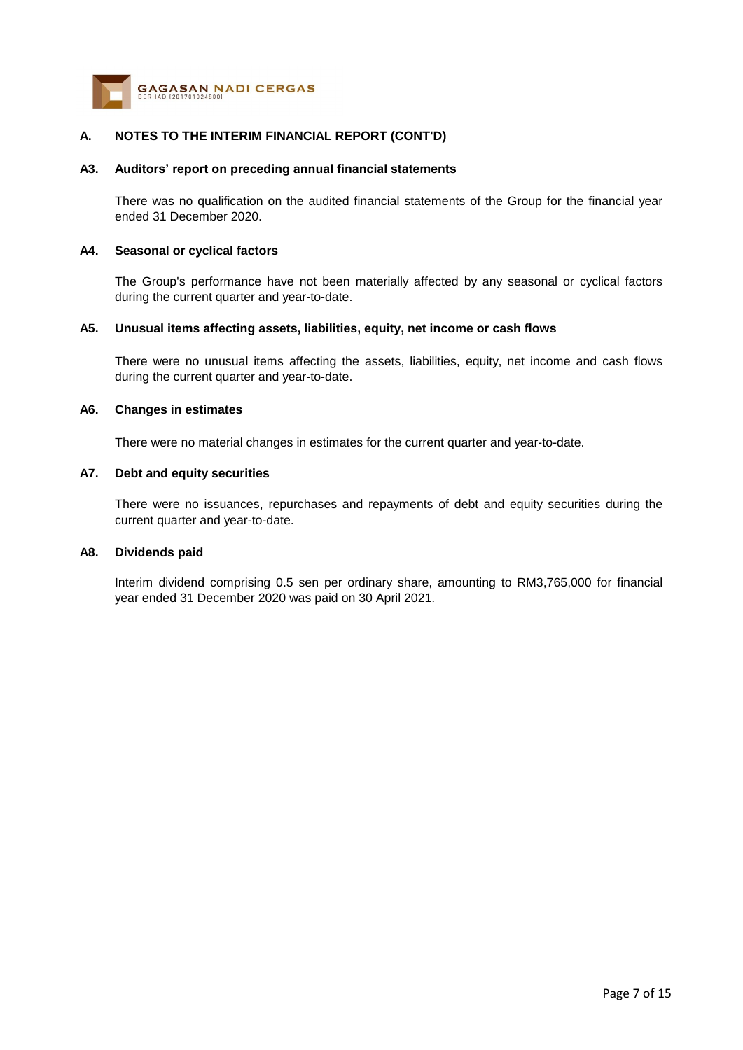## A. NOTES TO THE INTERIM FINANCIAL REPORT (CONT'D)

### A3. Auditors' report on preceding annual financial statements

There was no qualification on the audited financial statements of the Group for the financial year ended 31 December 2020.

### A4. Seasonal or cyclical factors

The Group's performance have not been materially affected by any seasonal or cyclical factors during the current quarter and year-to-date.

### A5. Unusual items affecting assets, liabilities, equity, net income or cash flows

There were no unusual items affecting the assets, liabilities, equity, net income and cash flows during the current quarter and year-to-date.

### A6. Changes in estimates

There were no material changes in estimates for the current quarter and year-to-date.

### A7. Debt and equity securities

There were no issuances, repurchases and repayments of debt and equity securities during the current quarter and year-to-date.

### A8. Dividends paid

Interim dividend comprising 0.5 sen per ordinary share, amounting to RM3,765,000 for financial year ended 31 December 2020 was paid on 30 April 2021.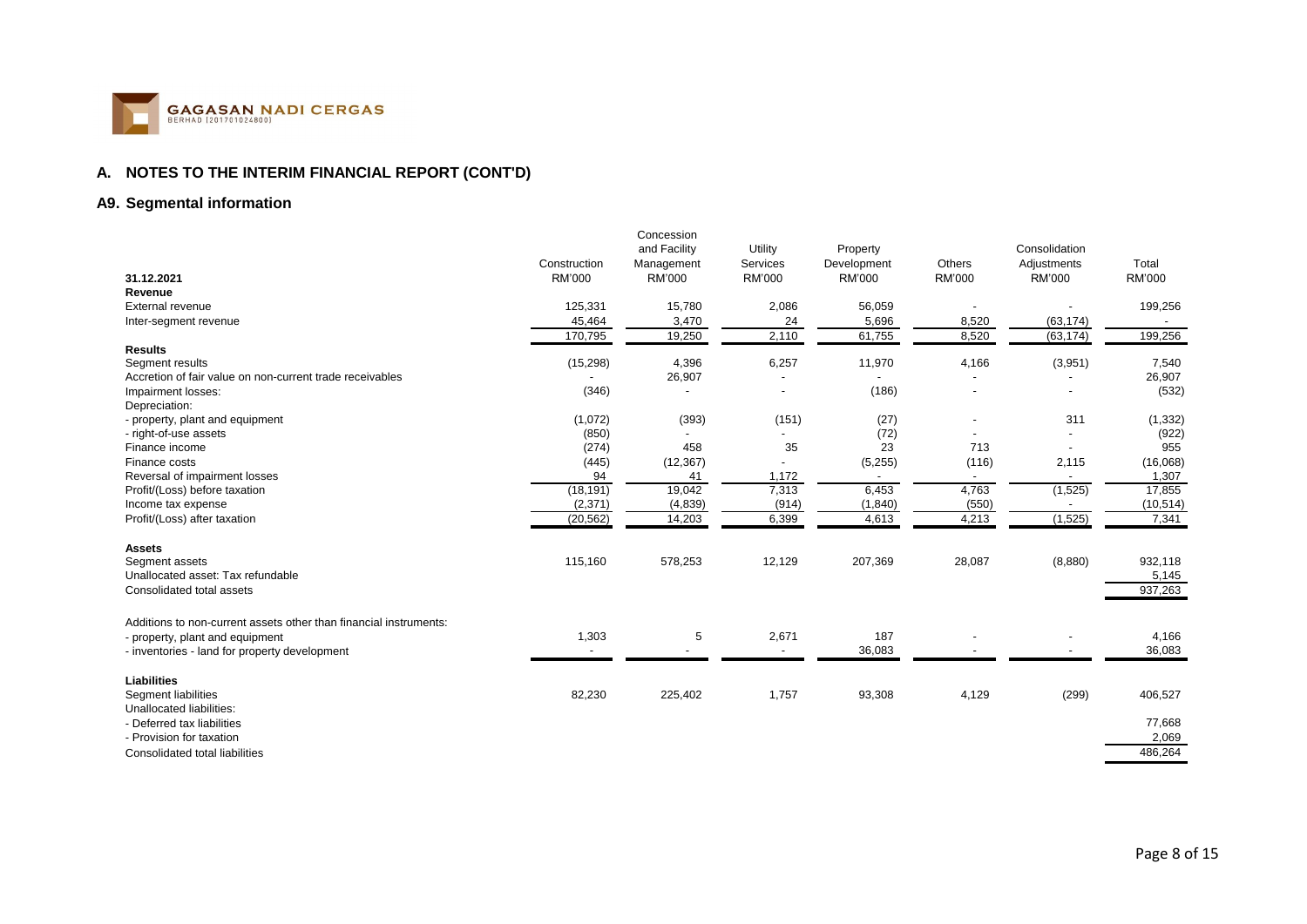## A. NOTES TO THE INTERIM FINANCIAL REPORT (CONT'D)

### A9. Segmental information

| 31.12.2021 | Construction RM'000 | Concession and Facility Management RM'000 | Utility Services RM'000 | Property Development RM'000 | Others RM'000 | Consolidation Adjustments RM'000 | Total RM'000 |
|---|---|---|---|---|---|---|---|
| **Revenue** | | | | | | | |
| External revenue | 125,331 | 15,780 | 2,086 | 56,059 | - | - | 199,256 |
| Inter-segment revenue | 45,464 | 3,470 | 24 | 5,696 | 8,520 | (63,174) | - |
| | 170,795 | 19,250 | 2,110 | 61,755 | 8,520 | (63,174) | 199,256 |
| **Results** | | | | | | | |
| Segment results | (15,298) | 4,396 | 6,257 | 11,970 | 4,166 | (3,951) | 7,540 |
| Accretion of fair value on non-current trade receivables | - | 26,907 | - | - | - | - | 26,907 |
| Impairment losses: | (346) | - | - | (186) | - | - | (532) |
| Depreciation: | | | | | | | |
| - property, plant and equipment | (1,072) | (393) | (151) | (27) | - | 311 | (1,332) |
| - right-of-use assets | (850) | - | - | (72) | - | - | (922) |
| Finance income | (274) | 458 | 35 | 23 | 713 | - | 955 |
| Finance costs | (445) | (12,367) | - | (5,255) | (116) | 2,115 | (16,068) |
| Reversal of impairment losses | 94 | 41 | 1,172 | - | - | - | 1,307 |
| Profit/(Loss) before taxation | (18,191) | 19,042 | 7,313 | 6,453 | 4,763 | (1,525) | 17,855 |
| Income tax expense | (2,371) | (4,839) | (914) | (1,840) | (550) | - | (10,514) |
| Profit/(Loss) after taxation | (20,562) | 14,203 | 6,399 | 4,613 | 4,213 | (1,525) | 7,341 |
| **Assets** | | | | | | | |
| Segment assets | 115,160 | 578,253 | 12,129 | 207,369 | 28,087 | (8,880) | 932,118 |
| Unallocated asset: Tax refundable | | | | | | | 5,145 |
| Consolidated total assets | | | | | | | 937,263 |
| Additions to non-current assets other than financial instruments: | | | | | | | |
| - property, plant and equipment | 1,303 | 5 | 2,671 | 187 | - | - | 4,166 |
| - inventories - land for property development | - | - | - | 36,083 | - | - | 36,083 |
| **Liabilities** | | | | | | | |
| Segment liabilities | 82,230 | 225,402 | 1,757 | 93,308 | 4,129 | (299) | 406,527 |
| Unallocated liabilities: | | | | | | | |
| - Deferred tax liabilities | | | | | | | 77,668 |
| - Provision for taxation | | | | | | | 2,069 |
| Consolidated total liabilities | | | | | | | 486,264 |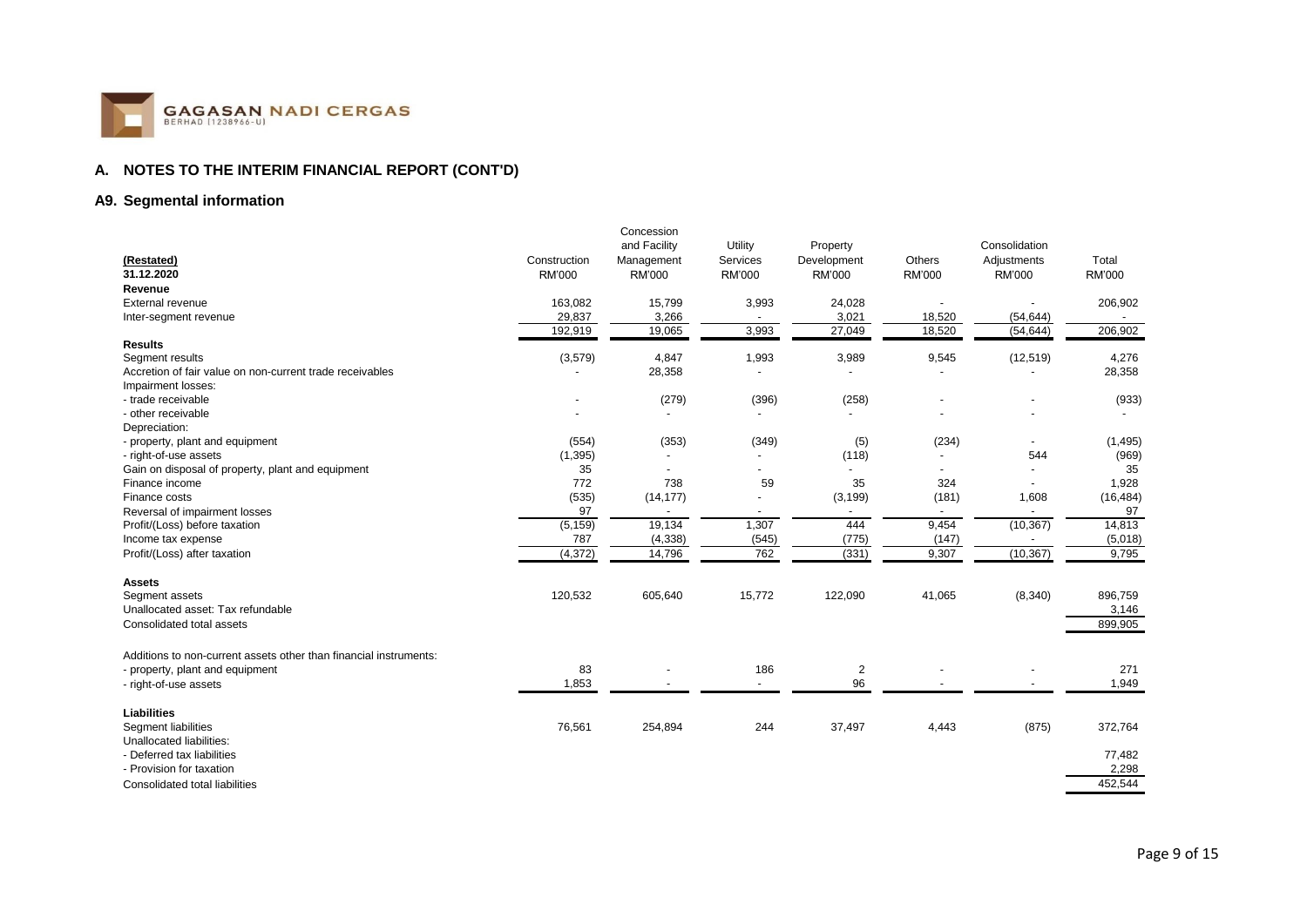## A. NOTES TO THE INTERIM FINANCIAL REPORT (CONT'D)

### A9. Segmental information

| (Restated) 31.12.2020 | Construction RM'000 | Concession and Facility Management RM'000 | Utility Services RM'000 | Property Development RM'000 | Others RM'000 | Consolidation Adjustments RM'000 | Total RM'000 |
|---|---|---|---|---|---|---|---|
| **Revenue** | | | | | | | |
| External revenue | 163,082 | 15,799 | 3,993 | 24,028 | - | - | 206,902 |
| Inter-segment revenue | 29,837 | 3,266 | - | 3,021 | 18,520 | (54,644) | - |
| | 192,919 | 19,065 | 3,993 | 27,049 | 18,520 | (54,644) | 206,902 |
| **Results** | | | | | | | |
| Segment results | (3,579) | 4,847 | 1,993 | 3,989 | 9,545 | (12,519) | 4,276 |
| Accretion of fair value on non-current trade receivables | - | 28,358 | - | - | - | - | 28,358 |
| Impairment losses: | | | | | | | |
| - trade receivable | - | (279) | (396) | (258) | - | - | (933) |
| - other receivable | - | - | - | - | - | - | - |
| Depreciation: | | | | | | | |
| - property, plant and equipment | (554) | (353) | (349) | (5) | (234) | - | (1,495) |
| - right-of-use assets | (1,395) | - | - | (118) | - | 544 | (969) |
| Gain on disposal of property, plant and equipment | 35 | - | - | - | - | - | 35 |
| Finance income | 772 | 738 | 59 | 35 | 324 | - | 1,928 |
| Finance costs | (535) | (14,177) | - | (3,199) | (181) | 1,608 | (16,484) |
| Reversal of impairment losses | 97 | - | - | - | - | - | 97 |
| Profit/(Loss) before taxation | (5,159) | 19,134 | 1,307 | 444 | 9,454 | (10,367) | 14,813 |
| Income tax expense | 787 | (4,338) | (545) | (775) | (147) | - | (5,018) |
| Profit/(Loss) after taxation | (4,372) | 14,796 | 762 | (331) | 9,307 | (10,367) | 9,795 |
| **Assets** | | | | | | | |
| Segment assets | 120,532 | 605,640 | 15,772 | 122,090 | 41,065 | (8,340) | 896,759 |
| Unallocated asset: Tax refundable | | | | | | | 3,146 |
| Consolidated total assets | | | | | | | 899,905 |
| Additions to non-current assets other than financial instruments: | | | | | | | |
| - property, plant and equipment | 83 | - | 186 | 2 | - | - | 271 |
| - right-of-use assets | 1,853 | - | - | 96 | - | - | 1,949 |
| **Liabilities** | | | | | | | |
| Segment liabilities | 76,561 | 254,894 | 244 | 37,497 | 4,443 | (875) | 372,764 |
| Unallocated liabilities: | | | | | | | |
| - Deferred tax liabilities | | | | | | | 77,482 |
| - Provision for taxation | | | | | | | 2,298 |
| Consolidated total liabilities | | | | | | | 452,544 |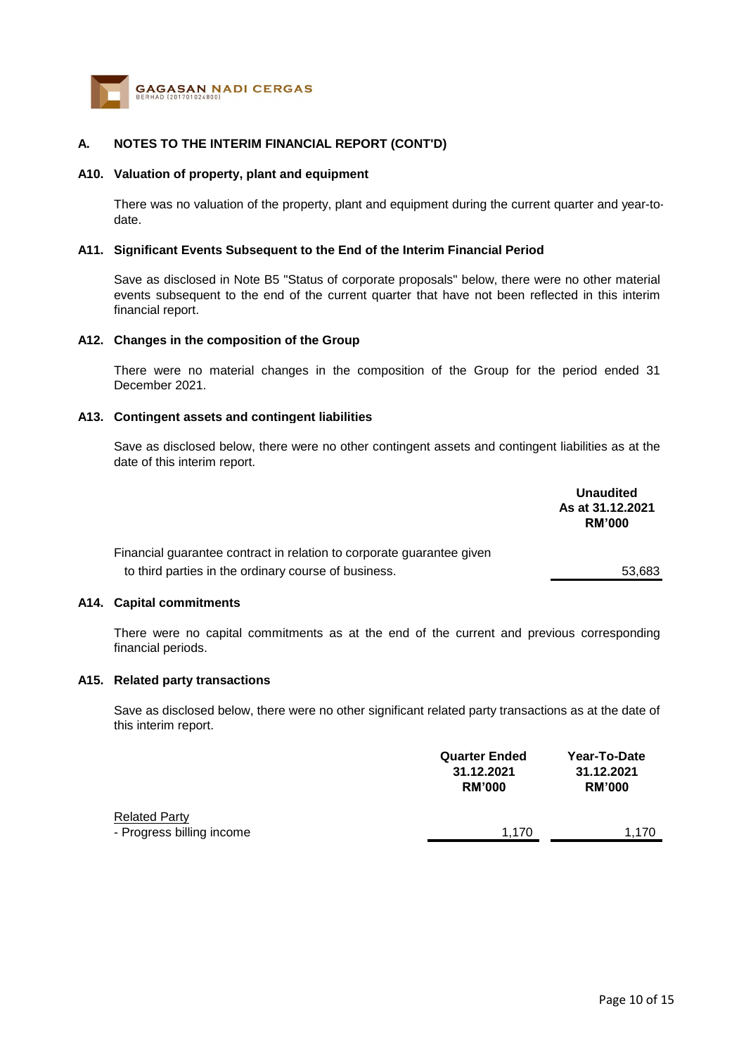## A. NOTES TO THE INTERIM FINANCIAL REPORT (CONT'D)

### A10. Valuation of property, plant and equipment

There was no valuation of the property, plant and equipment during the current quarter and year-to-date.

### A11. Significant Events Subsequent to the End of the Interim Financial Period

Save as disclosed in Note B5 "Status of corporate proposals" below, there were no other material events subsequent to the end of the current quarter that have not been reflected in this interim financial report.

### A12. Changes in the composition of the Group

There were no material changes in the composition of the Group for the period ended 31 December 2021.

### A13. Contingent assets and contingent liabilities

Save as disclosed below, there were no other contingent assets and contingent liabilities as at the date of this interim report.

| | Unaudited As at 31.12.2021 RM'000 |
|---|---|
| Financial guarantee contract in relation to corporate guarantee given to third parties in the ordinary course of business. | 53,683 |

### A14. Capital commitments

There were no capital commitments as at the end of the current and previous corresponding financial periods.

### A15. Related party transactions

Save as disclosed below, there were no other significant related party transactions as at the date of this interim report.

| | Quarter Ended 31.12.2021 RM'000 | Year-To-Date 31.12.2021 RM'000 |
|---|---|---|
| Related Party | | |
| - Progress billing income | 1,170 | 1,170 |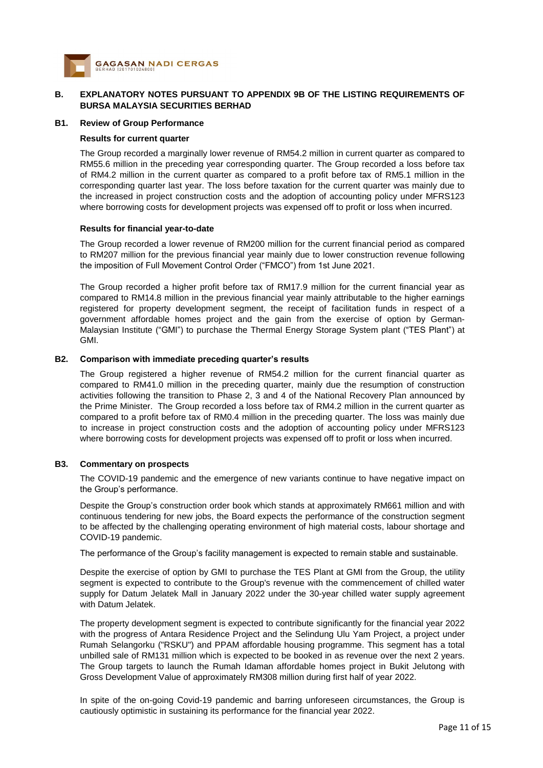## B. EXPLANATORY NOTES PURSUANT TO APPENDIX 9B OF THE LISTING REQUIREMENTS OF BURSA MALAYSIA SECURITIES BERHAD

### B1. Review of Group Performance

**Results for current quarter**

The Group recorded a marginally lower revenue of RM54.2 million in current quarter as compared to RM55.6 million in the preceding year corresponding quarter. The Group recorded a loss before tax of RM4.2 million in the current quarter as compared to a profit before tax of RM5.1 million in the corresponding quarter last year. The loss before taxation for the current quarter was mainly due to the increased in project construction costs and the adoption of accounting policy under MFRS123 where borrowing costs for development projects was expensed off to profit or loss when incurred.

**Results for financial year-to-date**

The Group recorded a lower revenue of RM200 million for the current financial period as compared to RM207 million for the previous financial year mainly due to lower construction revenue following the imposition of Full Movement Control Order ("FMCO") from 1st June 2021.

The Group recorded a higher profit before tax of RM17.9 million for the current financial year as compared to RM14.8 million in the previous financial year mainly attributable to the higher earnings registered for property development segment, the receipt of facilitation funds in respect of a government affordable homes project and the gain from the exercise of option by German-Malaysian Institute ("GMI") to purchase the Thermal Energy Storage System plant ("TES Plant") at GMI.

### B2. Comparison with immediate preceding quarter's results

The Group registered a higher revenue of RM54.2 million for the current financial quarter as compared to RM41.0 million in the preceding quarter, mainly due the resumption of construction activities following the transition to Phase 2, 3 and 4 of the National Recovery Plan announced by the Prime Minister. The Group recorded a loss before tax of RM4.2 million in the current quarter as compared to a profit before tax of RM0.4 million in the preceding quarter. The loss was mainly due to increase in project construction costs and the adoption of accounting policy under MFRS123 where borrowing costs for development projects was expensed off to profit or loss when incurred.

### B3. Commentary on prospects

The COVID-19 pandemic and the emergence of new variants continue to have negative impact on the Group's performance.

Despite the Group's construction order book which stands at approximately RM661 million and with continuous tendering for new jobs, the Board expects the performance of the construction segment to be affected by the challenging operating environment of high material costs, labour shortage and COVID-19 pandemic.

The performance of the Group's facility management is expected to remain stable and sustainable.

Despite the exercise of option by GMI to purchase the TES Plant at GMI from the Group, the utility segment is expected to contribute to the Group's revenue with the commencement of chilled water supply for Datum Jelatek Mall in January 2022 under the 30-year chilled water supply agreement with Datum Jelatek.

The property development segment is expected to contribute significantly for the financial year 2022 with the progress of Antara Residence Project and the Selindung Ulu Yam Project, a project under Rumah Selangorku ("RSKU") and PPAM affordable housing programme. This segment has a total unbilled sale of RM131 million which is expected to be booked in as revenue over the next 2 years. The Group targets to launch the Rumah Idaman affordable homes project in Bukit Jelutong with Gross Development Value of approximately RM308 million during first half of year 2022.

In spite of the on-going Covid-19 pandemic and barring unforeseen circumstances, the Group is cautiously optimistic in sustaining its performance for the financial year 2022.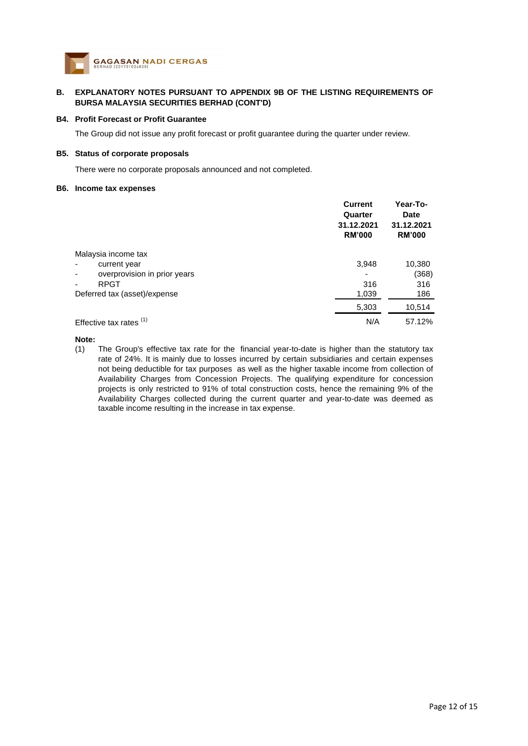## B. EXPLANATORY NOTES PURSUANT TO APPENDIX 9B OF THE LISTING REQUIREMENTS OF BURSA MALAYSIA SECURITIES BERHAD (CONT'D)

### B4. Profit Forecast or Profit Guarantee

The Group did not issue any profit forecast or profit guarantee during the quarter under review.

### B5. Status of corporate proposals

There were no corporate proposals announced and not completed.

### B6. Income tax expenses

| | Current Quarter 31.12.2021 RM'000 | Year-To-Date 31.12.2021 RM'000 |
|---|---|---|
| Malaysia income tax | | |
| - current year | 3,948 | 10,380 |
| - overprovision in prior years | - | (368) |
| - RPGT | 316 | 316 |
| Deferred tax (asset)/expense | 1,039 | 186 |
| | 5,303 | 10,514 |
| Effective tax rates [(1)] | N/A | 57.12% |

**Note:**

(1) The Group's effective tax rate for the financial year-to-date is higher than the statutory tax rate of 24%. It is mainly due to losses incurred by certain subsidiaries and certain expenses not being deductible for tax purposes as well as the higher taxable income from collection of Availability Charges from Concession Projects. The qualifying expenditure for concession projects is only restricted to 91% of total construction costs, hence the remaining 9% of the Availability Charges collected during the current quarter and year-to-date was deemed as taxable income resulting in the increase in tax expense.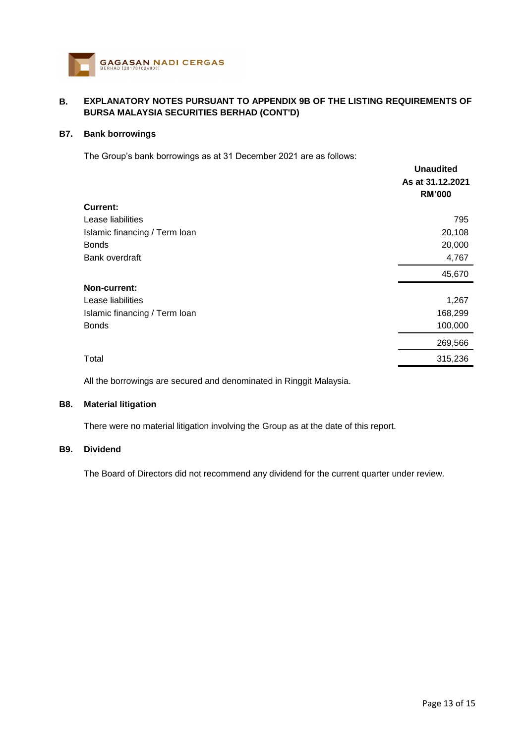## B. EXPLANATORY NOTES PURSUANT TO APPENDIX 9B OF THE LISTING REQUIREMENTS OF BURSA MALAYSIA SECURITIES BERHAD (CONT'D)

### B7. Bank borrowings

The Group's bank borrowings as at 31 December 2021 are as follows:

| | **Unaudited As at 31.12.2021 RM'000** |
|---|---|
| **Current:** | |
| Lease liabilities | 795 |
| Islamic financing / Term loan | 20,108 |
| Bonds | 20,000 |
| Bank overdraft | 4,767 |
| | 45,670 |
| **Non-current:** | |
| Lease liabilities | 1,267 |
| Islamic financing / Term loan | 168,299 |
| Bonds | 100,000 |
| | 269,566 |
| Total | 315,236 |

All the borrowings are secured and denominated in Ringgit Malaysia.

### B8. Material litigation

There were no material litigation involving the Group as at the date of this report.

### B9. Dividend

The Board of Directors did not recommend any dividend for the current quarter under review.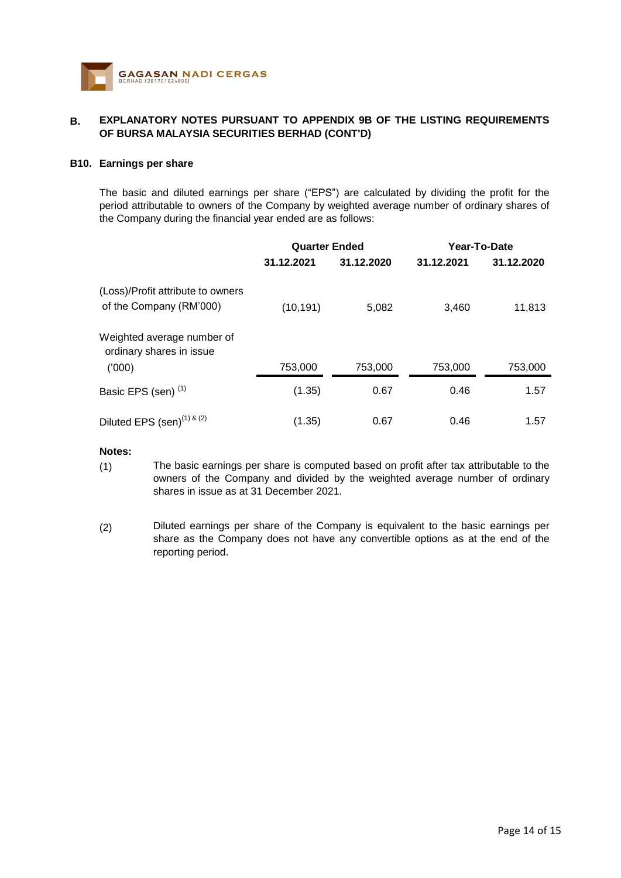## B. EXPLANATORY NOTES PURSUANT TO APPENDIX 9B OF THE LISTING REQUIREMENTS OF BURSA MALAYSIA SECURITIES BERHAD (CONT'D)

### B10. Earnings per share

The basic and diluted earnings per share ("EPS") are calculated by dividing the profit for the period attributable to owners of the Company by weighted average number of ordinary shares of the Company during the financial year ended are as follows:

| | Quarter Ended | | Year-To-Date | |
|---|---|---|---|---|
| | 31.12.2021 | 31.12.2020 | 31.12.2021 | 31.12.2020 |
| (Loss)/Profit attribute to owners of the Company (RM'000) | (10,191) | 5,082 | 3,460 | 11,813 |
| Weighted average number of ordinary shares in issue ('000) | 753,000 | 753,000 | 753,000 | 753,000 |
| Basic EPS (sen) (1) | (1.35) | 0.67 | 0.46 | 1.57 |
| Diluted EPS (sen) (1) & (2) | (1.35) | 0.67 | 0.46 | 1.57 |

**Notes:**

(1) The basic earnings per share is computed based on profit after tax attributable to the owners of the Company and divided by the weighted average number of ordinary shares in issue as at 31 December 2021.

(2) Diluted earnings per share of the Company is equivalent to the basic earnings per share as the Company does not have any convertible options as at the end of the reporting period.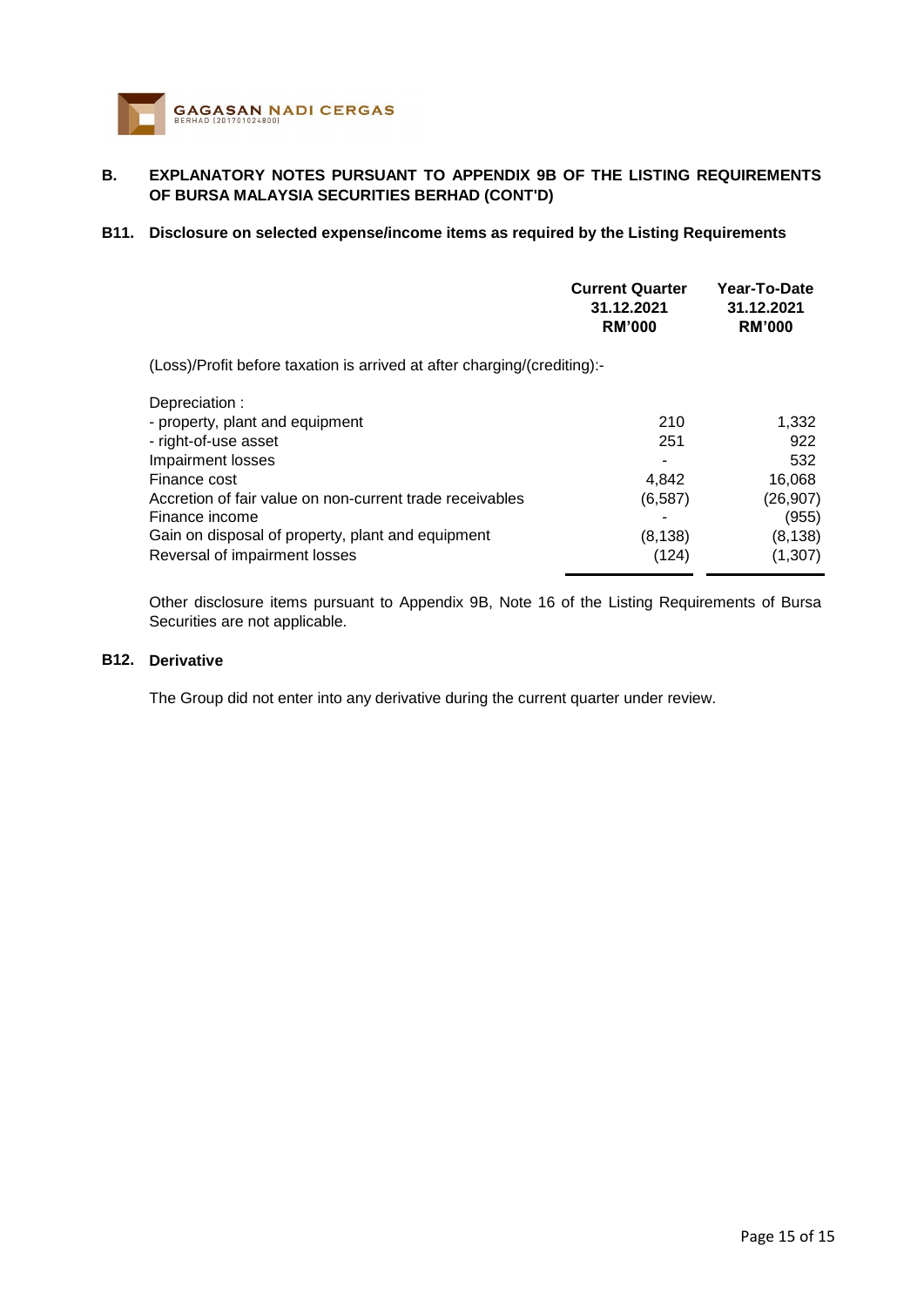## B. EXPLANATORY NOTES PURSUANT TO APPENDIX 9B OF THE LISTING REQUIREMENTS OF BURSA MALAYSIA SECURITIES BERHAD (CONT'D)

### B11. Disclosure on selected expense/income items as required by the Listing Requirements

| | Current Quarter 31.12.2021 RM'000 | Year-To-Date 31.12.2021 RM'000 |
|---|---|---|
| (Loss)/Profit before taxation is arrived at after charging/(crediting):- | | |
| Depreciation : | | |
| - property, plant and equipment | 210 | 1,332 |
| - right-of-use asset | 251 | 922 |
| Impairment losses | - | 532 |
| Finance cost | 4,842 | 16,068 |
| Accretion of fair value on non-current trade receivables | (6,587) | (26,907) |
| Finance income | - | (955) |
| Gain on disposal of property, plant and equipment | (8,138) | (8,138) |
| Reversal of impairment losses | (124) | (1,307) |

Other disclosure items pursuant to Appendix 9B, Note 16 of the Listing Requirements of Bursa Securities are not applicable.

### B12. Derivative

The Group did not enter into any derivative during the current quarter under review.